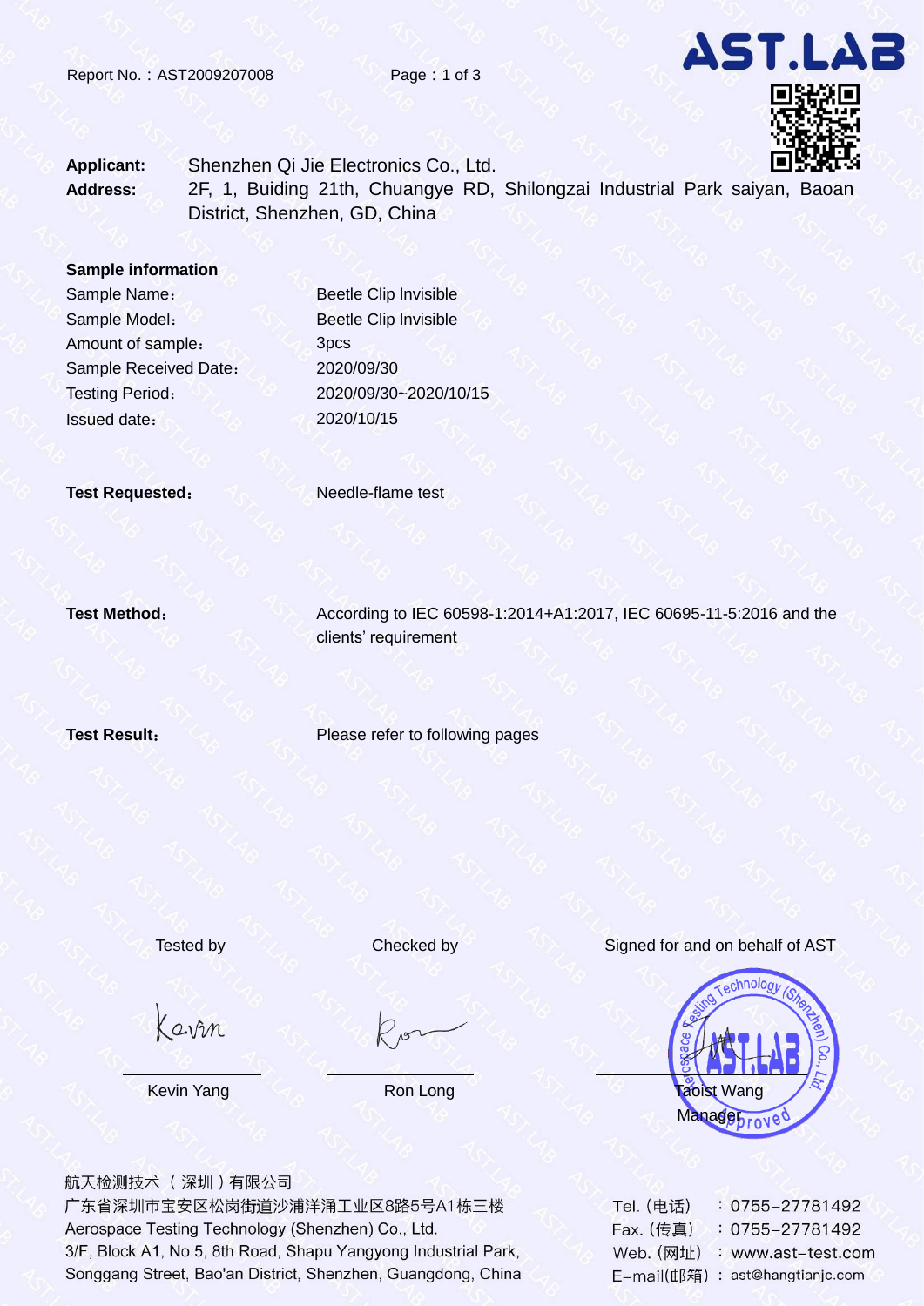Report No.：AST2009207008

**AST.LAB**

**Applicant:** Shenzhen Qi Jie Electronics Co., Ltd.

**Address:** 2F, 1, Buiding 21th, Chuangye RD, Shilongzai Industrial Park saiyan, Baoan District, Shenzhen, GD, China

**Sample information**

| | |
|---|---|
| Sample Name： | Beetle Clip Invisible |
| Sample Model： | Beetle Clip Invisible |
| Amount of sample： | 3pcs |
| Sample Received Date： | 2020/09/30 |
| Testing Period： | 2020/09/30~2020/10/15 |
| Issued date： | 2020/10/15 |

**Test Requested：** Needle-flame test

**Test Method：** According to IEC 60598-1:2014+A1:2017, IEC 60695-11-5:2016 and the clients' requirement

**Test Result：** Please refer to following pages

| Tested by | Checked by | Signed for and on behalf of AST |
|---|---|---|
| Kevin | Ron | |
| Kevin Yang | Ron Long | Taoist Wang<br>Manager |

航天检测技术（深圳）有限公司
广东省深圳市宝安区松岗街道沙浦洋涌工业区8路5号A1栋三楼
Aerospace Testing Technology (Shenzhen) Co., Ltd.
3/F, Block A1, No.5, 8th Road, Shapu Yangyong Industrial Park, Songgang Street, Bao'an District, Shenzhen, Guangdong, China

Tel.（电话）：0755-27781492
Fax.（传真）：0755-27781492
Web.（网址）：www.ast-test.com
E-mail(邮箱)：ast@hangtianjc.com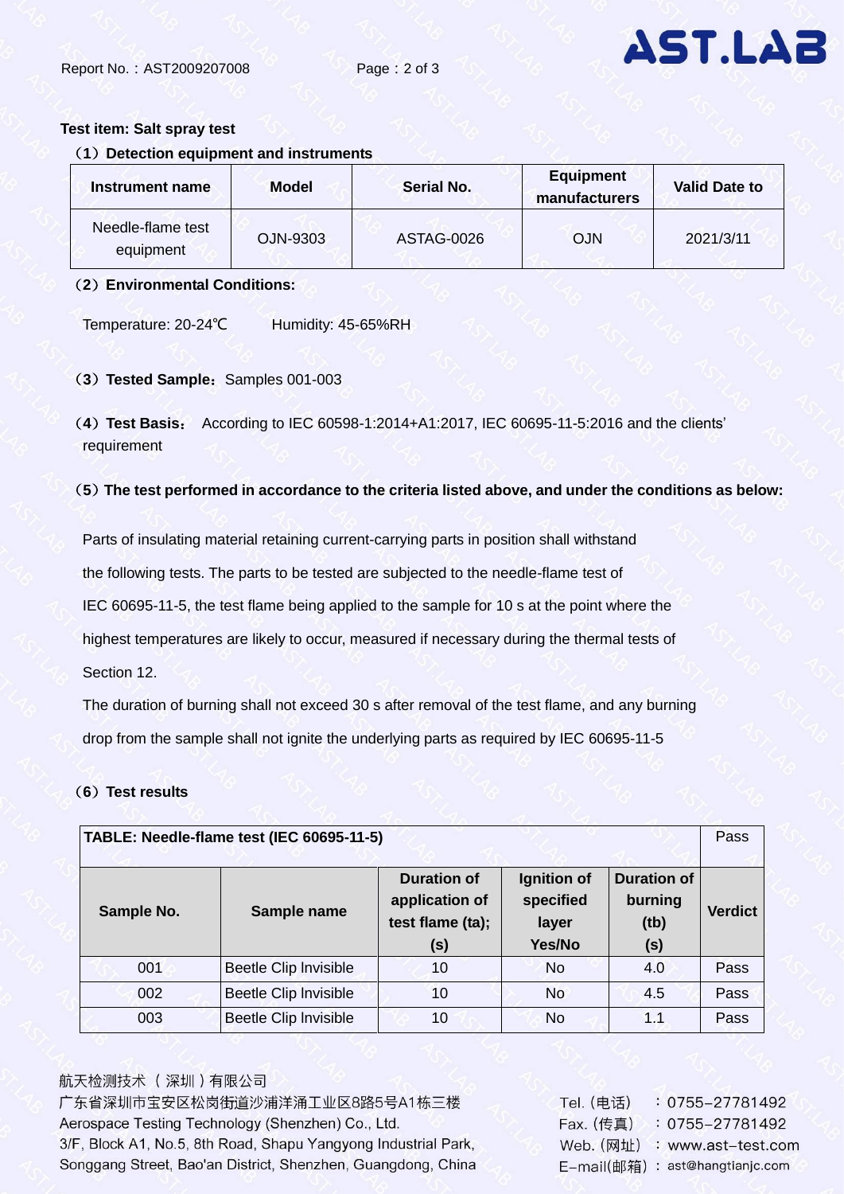**Test item: Salt spray test**

**（1）Detection equipment and instruments**

| Instrument name | Model | Serial No. | Equipment manufacturers | Valid Date to |
|---|---|---|---|---|
| Needle-flame test equipment | OJN-9303 | ASTAG-0026 | OJN | 2021/3/11 |

**（2）Environmental Conditions:**

Temperature: 20-24℃　　Humidity: 45-65%RH

**（3）Tested Sample：** Samples 001-003

**（4）Test Basis：** According to IEC 60598-1:2014+A1:2017, IEC 60695-11-5:2016 and the clients' requirement

**（5）The test performed in accordance to the criteria listed above, and under the conditions as below:**

Parts of insulating material retaining current-carrying parts in position shall withstand the following tests. The parts to be tested are subjected to the needle-flame test of IEC 60695-11-5, the test flame being applied to the sample for 10 s at the point where the highest temperatures are likely to occur, measured if necessary during the thermal tests of Section 12.

The duration of burning shall not exceed 30 s after removal of the test flame, and any burning drop from the sample shall not ignite the underlying parts as required by IEC 60695-11-5

**（6）Test results**

| **TABLE: Needle-flame test (IEC 60695-11-5)** | | | | | Pass |
|---|---|---|---|---|---|
| **Sample No.** | **Sample name** | **Duration of application of test flame (ta); (s)** | **Ignition of specified layer Yes/No** | **Duration of burning (tb) (s)** | **Verdict** |
| 001 | Beetle Clip Invisible | 10 | No | 4.0 | Pass |
| 002 | Beetle Clip Invisible | 10 | No | 4.5 | Pass |
| 003 | Beetle Clip Invisible | 10 | No | 1.1 | Pass |

航天检测技术（深圳）有限公司
广东省深圳市宝安区松岗街道沙浦洋涌工业区8路5号A1栋三楼
Aerospace Testing Technology (Shenzhen) Co., Ltd.
3/F, Block A1, No.5, 8th Road, Shapu Yangyong Industrial Park, Songgang Street, Bao'an District, Shenzhen, Guangdong, China

Tel.（电话）：0755-27781492
Fax.（传真）：0755-27781492
Web.（网址）：www.ast-test.com
E-mail(邮箱)：ast@hangtianjc.com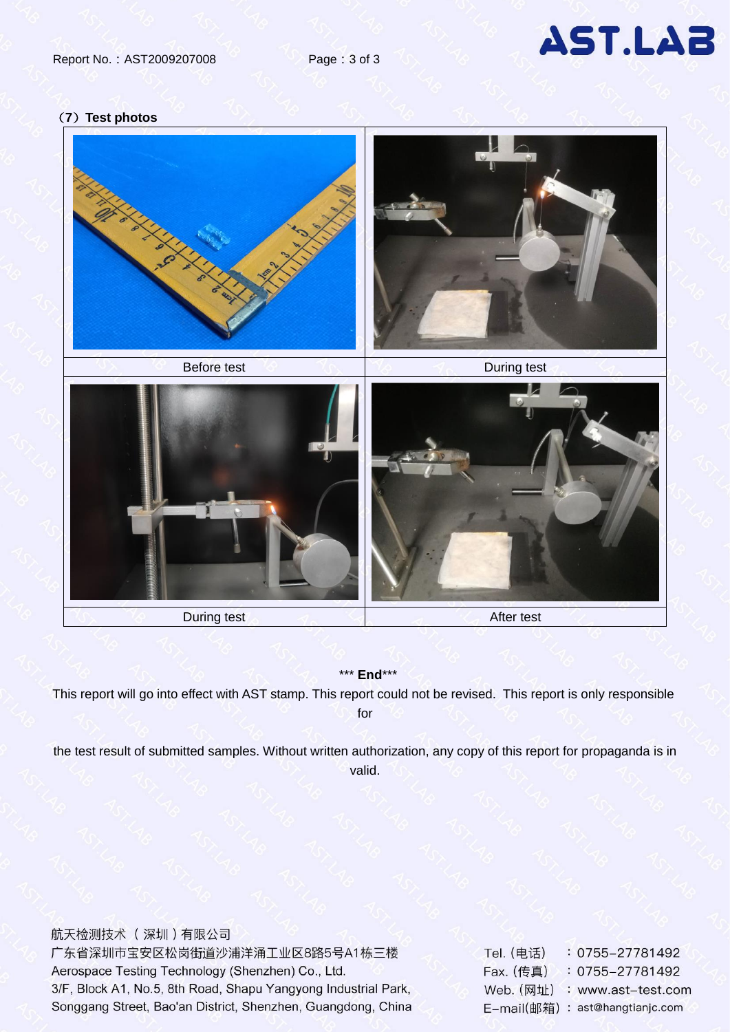**（7）Test photos**

| | |
|---|---|
| Before test | During test |
| During test | After test |

*** **End*****

This report will go into effect with AST stamp. This report could not be revised. This report is only responsible for

the test result of submitted samples. Without written authorization, any copy of this report for propaganda is in valid.

航天检测技术（深圳）有限公司
广东省深圳市宝安区松岗街道沙浦洋涌工业区8路5号A1栋三楼
Aerospace Testing Technology (Shenzhen) Co., Ltd.
3/F, Block A1, No.5, 8th Road, Shapu Yangyong Industrial Park, Songgang Street, Bao'an District, Shenzhen, Guangdong, China

Tel.（电话）：0755-27781492
Fax.（传真）：0755-27781492
Web.（网址）：www.ast-test.com
E-mail(邮箱)：ast@hangtianjc.com